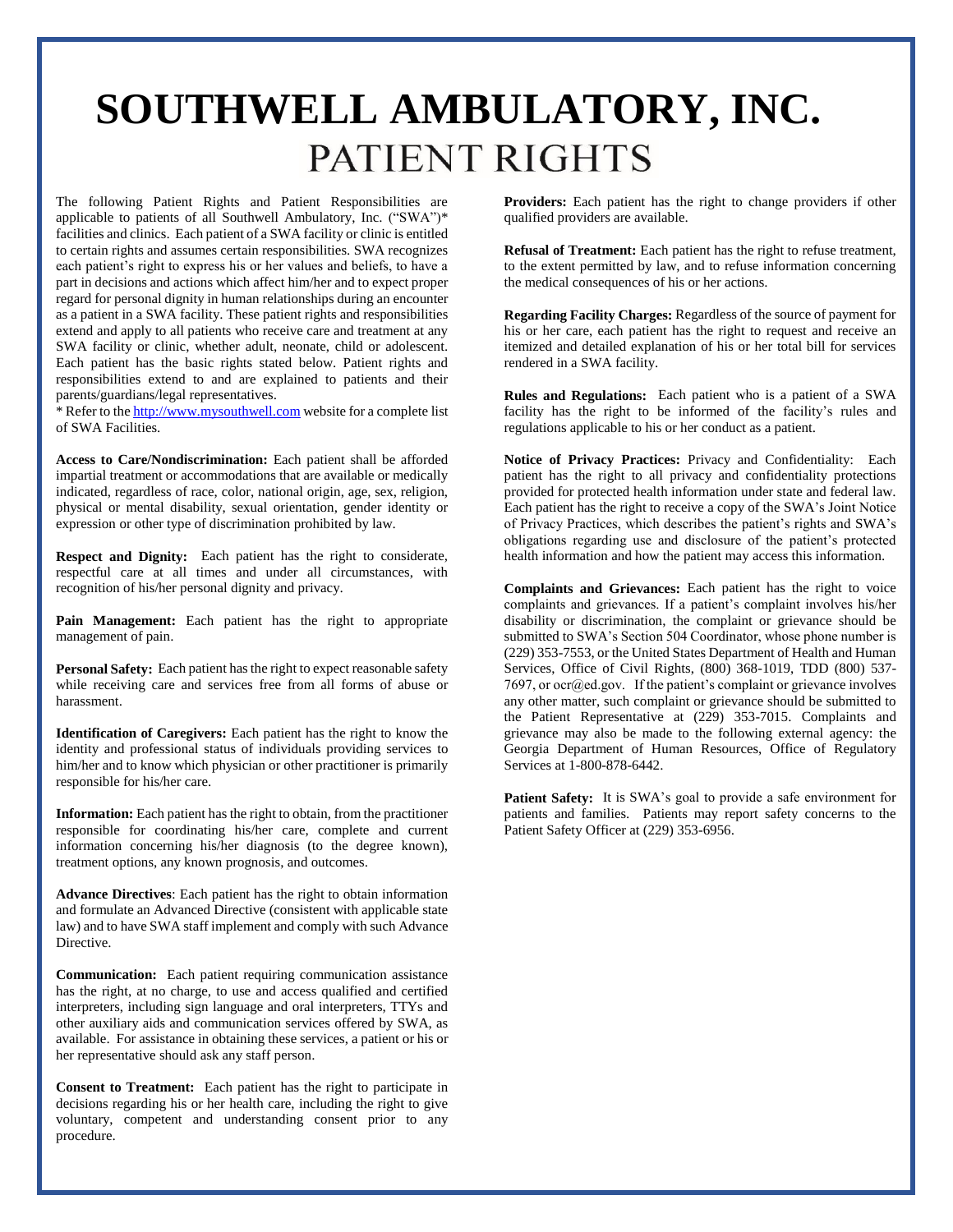# SOUTHWELL AMBULATORY, INC.

## PATIENT RIGHTS

The following Patient Rights and Patient Responsibilities are applicable to patients of all Southwell Ambulatory, Inc. ("SWA")* facilities and clinics. Each patient of a SWA facility or clinic is entitled to certain rights and assumes certain responsibilities. SWA recognizes each patient's right to express his or her values and beliefs, to have a part in decisions and actions which affect him/her and to expect proper regard for personal dignity in human relationships during an encounter as a patient in a SWA facility. These patient rights and responsibilities extend and apply to all patients who receive care and treatment at any SWA facility or clinic, whether adult, neonate, child or adolescent. Each patient has the basic rights stated below. Patient rights and responsibilities extend to and are explained to patients and their parents/guardians/legal representatives.

* Refer to the http://www.mysouthwell.com website for a complete list of SWA Facilities.

**Access to Care/Nondiscrimination:** Each patient shall be afforded impartial treatment or accommodations that are available or medically indicated, regardless of race, color, national origin, age, sex, religion, physical or mental disability, sexual orientation, gender identity or expression or other type of discrimination prohibited by law.

**Respect and Dignity:** Each patient has the right to considerate, respectful care at all times and under all circumstances, with recognition of his/her personal dignity and privacy.

**Pain Management:** Each patient has the right to appropriate management of pain.

**Personal Safety:** Each patient has the right to expect reasonable safety while receiving care and services free from all forms of abuse or harassment.

**Identification of Caregivers:** Each patient has the right to know the identity and professional status of individuals providing services to him/her and to know which physician or other practitioner is primarily responsible for his/her care.

**Information:** Each patient has the right to obtain, from the practitioner responsible for coordinating his/her care, complete and current information concerning his/her diagnosis (to the degree known), treatment options, any known prognosis, and outcomes.

**Advance Directives**: Each patient has the right to obtain information and formulate an Advanced Directive (consistent with applicable state law) and to have SWA staff implement and comply with such Advance Directive.

**Communication:** Each patient requiring communication assistance has the right, at no charge, to use and access qualified and certified interpreters, including sign language and oral interpreters, TTYs and other auxiliary aids and communication services offered by SWA, as available. For assistance in obtaining these services, a patient or his or her representative should ask any staff person.

**Consent to Treatment:** Each patient has the right to participate in decisions regarding his or her health care, including the right to give voluntary, competent and understanding consent prior to any procedure.

**Providers:** Each patient has the right to change providers if other qualified providers are available.

**Refusal of Treatment:** Each patient has the right to refuse treatment, to the extent permitted by law, and to refuse information concerning the medical consequences of his or her actions.

**Regarding Facility Charges:** Regardless of the source of payment for his or her care, each patient has the right to request and receive an itemized and detailed explanation of his or her total bill for services rendered in a SWA facility.

**Rules and Regulations:** Each patient who is a patient of a SWA facility has the right to be informed of the facility's rules and regulations applicable to his or her conduct as a patient.

**Notice of Privacy Practices:** Privacy and Confidentiality: Each patient has the right to all privacy and confidentiality protections provided for protected health information under state and federal law. Each patient has the right to receive a copy of the SWA's Joint Notice of Privacy Practices, which describes the patient's rights and SWA's obligations regarding use and disclosure of the patient's protected health information and how the patient may access this information.

**Complaints and Grievances:** Each patient has the right to voice complaints and grievances. If a patient's complaint involves his/her disability or discrimination, the complaint or grievance should be submitted to SWA's Section 504 Coordinator, whose phone number is (229) 353-7553, or the United States Department of Health and Human Services, Office of Civil Rights, (800) 368-1019, TDD (800) 537-7697, or ocr@ed.gov. If the patient's complaint or grievance involves any other matter, such complaint or grievance should be submitted to the Patient Representative at (229) 353-7015. Complaints and grievance may also be made to the following external agency: the Georgia Department of Human Resources, Office of Regulatory Services at 1-800-878-6442.

**Patient Safety:** It is SWA's goal to provide a safe environment for patients and families. Patients may report safety concerns to the Patient Safety Officer at (229) 353-6956.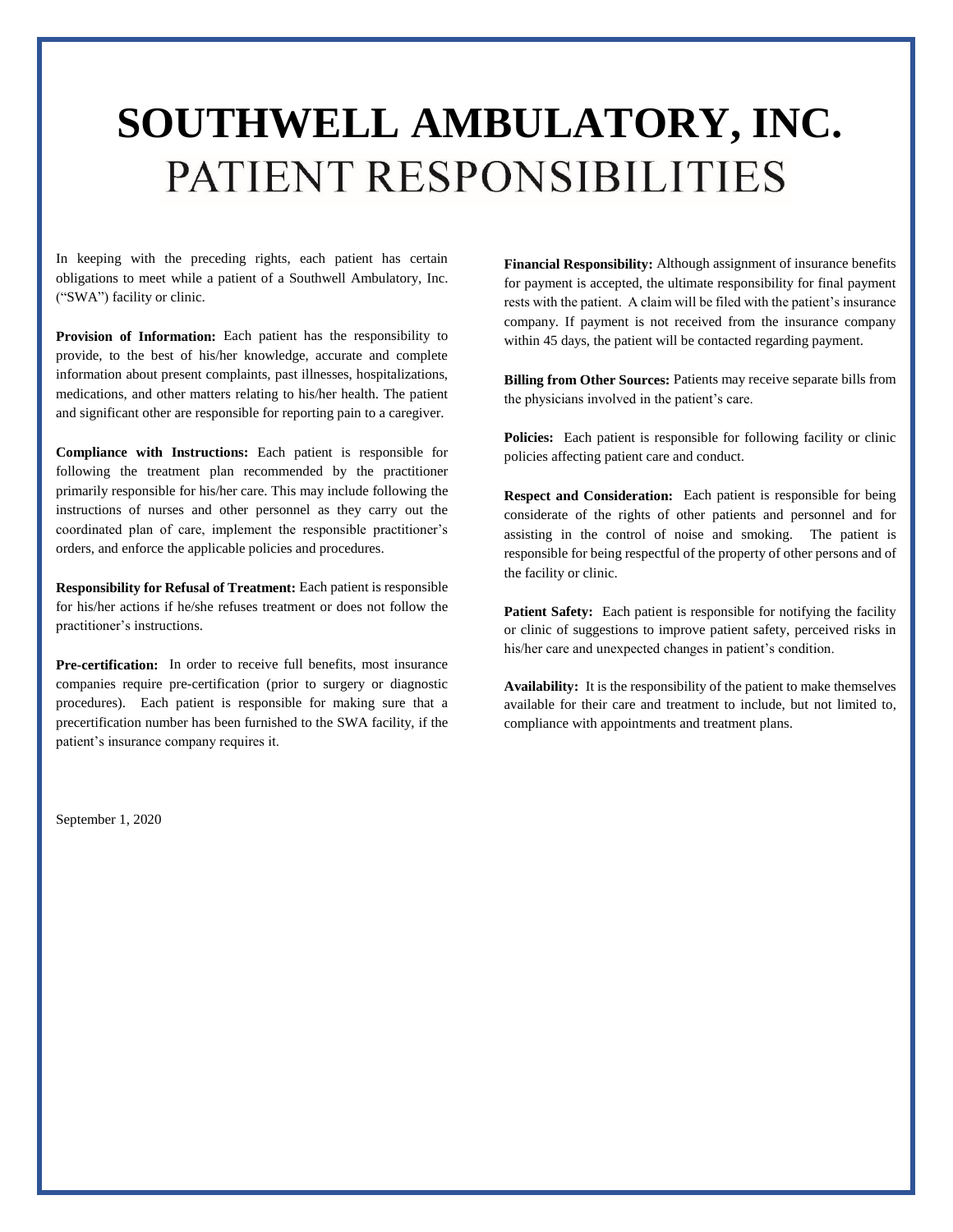# SOUTHWELL AMBULATORY, INC.

## PATIENT RESPONSIBILITIES

In keeping with the preceding rights, each patient has certain obligations to meet while a patient of a Southwell Ambulatory, Inc. ("SWA") facility or clinic.

**Provision of Information:** Each patient has the responsibility to provide, to the best of his/her knowledge, accurate and complete information about present complaints, past illnesses, hospitalizations, medications, and other matters relating to his/her health. The patient and significant other are responsible for reporting pain to a caregiver.

**Compliance with Instructions:** Each patient is responsible for following the treatment plan recommended by the practitioner primarily responsible for his/her care. This may include following the instructions of nurses and other personnel as they carry out the coordinated plan of care, implement the responsible practitioner's orders, and enforce the applicable policies and procedures.

**Responsibility for Refusal of Treatment:** Each patient is responsible for his/her actions if he/she refuses treatment or does not follow the practitioner's instructions.

**Pre-certification:** In order to receive full benefits, most insurance companies require pre-certification (prior to surgery or diagnostic procedures). Each patient is responsible for making sure that a precertification number has been furnished to the SWA facility, if the patient's insurance company requires it.

**Financial Responsibility:** Although assignment of insurance benefits for payment is accepted, the ultimate responsibility for final payment rests with the patient. A claim will be filed with the patient's insurance company. If payment is not received from the insurance company within 45 days, the patient will be contacted regarding payment.

**Billing from Other Sources:** Patients may receive separate bills from the physicians involved in the patient's care.

**Policies:** Each patient is responsible for following facility or clinic policies affecting patient care and conduct.

**Respect and Consideration:** Each patient is responsible for being considerate of the rights of other patients and personnel and for assisting in the control of noise and smoking. The patient is responsible for being respectful of the property of other persons and of the facility or clinic.

**Patient Safety:** Each patient is responsible for notifying the facility or clinic of suggestions to improve patient safety, perceived risks in his/her care and unexpected changes in patient's condition.

**Availability:** It is the responsibility of the patient to make themselves available for their care and treatment to include, but not limited to, compliance with appointments and treatment plans.

September 1, 2020